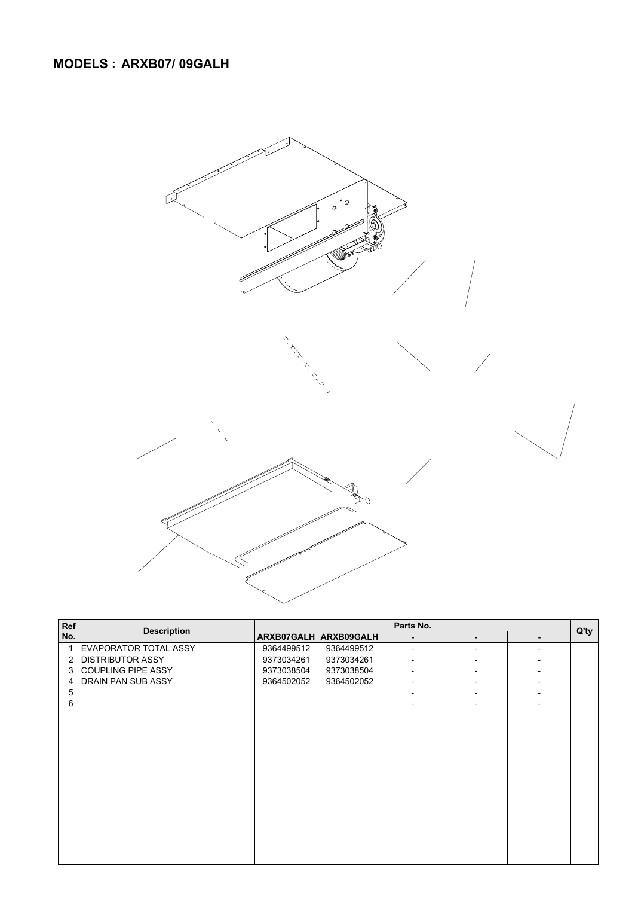## MODELS : ARXB07/ 09GALH

| Ref No. | Description | Parts No. | | | | | Q'ty |
|---|---|---|---|---|---|---|---|
| | | ARXB07GALH | ARXB09GALH | - | - | - | |
| 1 | EVAPORATOR TOTAL ASSY | 9364499512 | 9364499512 | - | - | - | |
| 2 | DISTRIBUTOR ASSY | 9373034261 | 9373034261 | - | - | - | |
| 3 | COUPLING PIPE ASSY | 9373038504 | 9373038504 | - | - | - | |
| 4 | DRAIN PAN SUB ASSY | 9364502052 | 9364502052 | - | - | - | |
| 5 | | | | - | - | - | |
| 6 | | | | - | - | - | |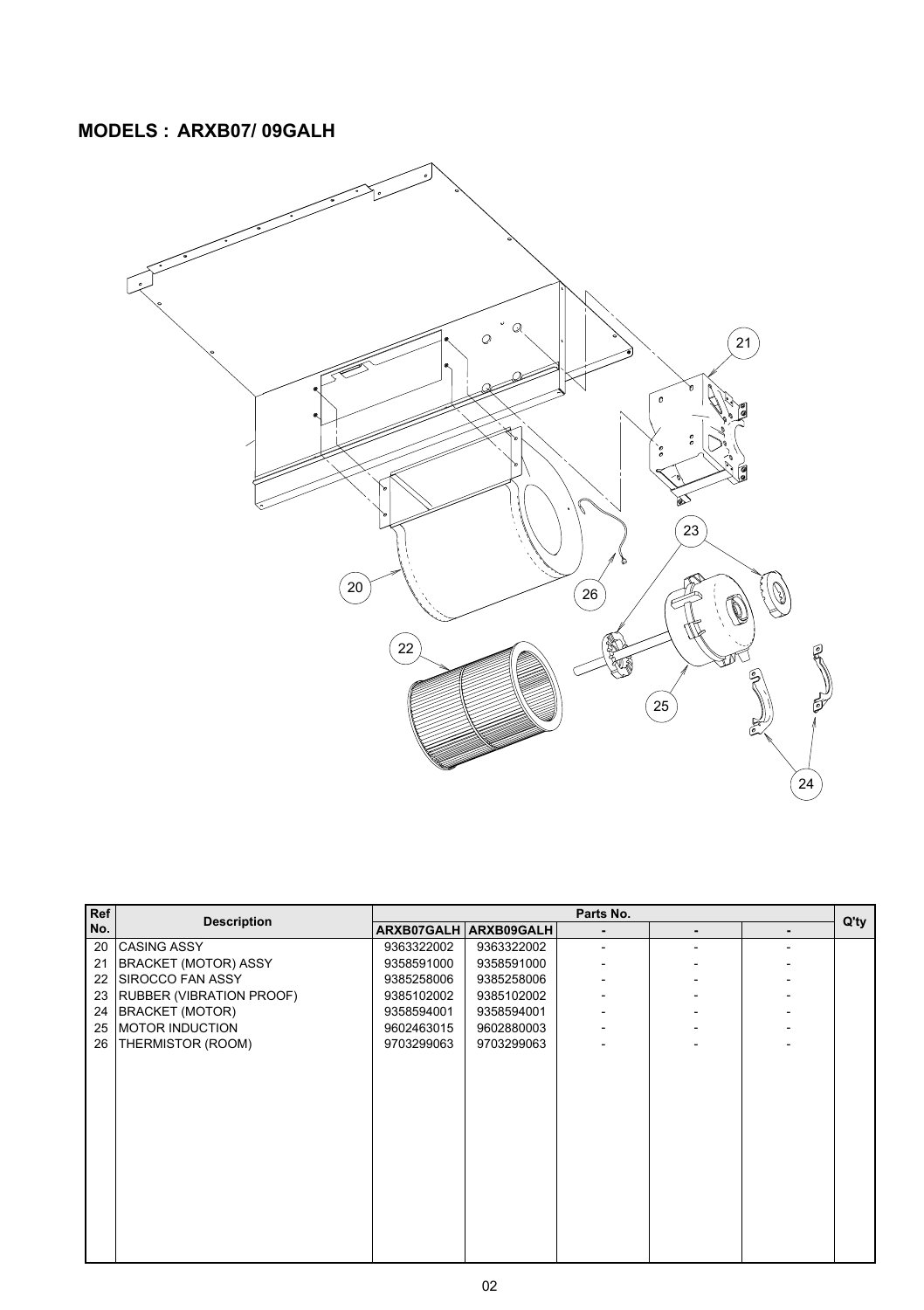## MODELS : ARXB07/ 09GALH

| Ref No. | Description | Parts No. | | | | | Q'ty |
|---|---|---|---|---|---|---|---|
| | | ARXB07GALH | ARXB09GALH | - | - | - | |
| 20 | CASING ASSY | 9363322002 | 9363322002 | - | - | - | |
| 21 | BRACKET (MOTOR) ASSY | 9358591000 | 9358591000 | - | - | - | |
| 22 | SIROCCO FAN ASSY | 9385258006 | 9385258006 | - | - | - | |
| 23 | RUBBER (VIBRATION PROOF) | 9385102002 | 9385102002 | - | - | - | |
| 24 | BRACKET (MOTOR) | 9358594001 | 9358594001 | - | - | - | |
| 25 | MOTOR INDUCTION | 9602463015 | 9602880003 | - | - | - | |
| 26 | THERMISTOR (ROOM) | 9703299063 | 9703299063 | - | - | - | |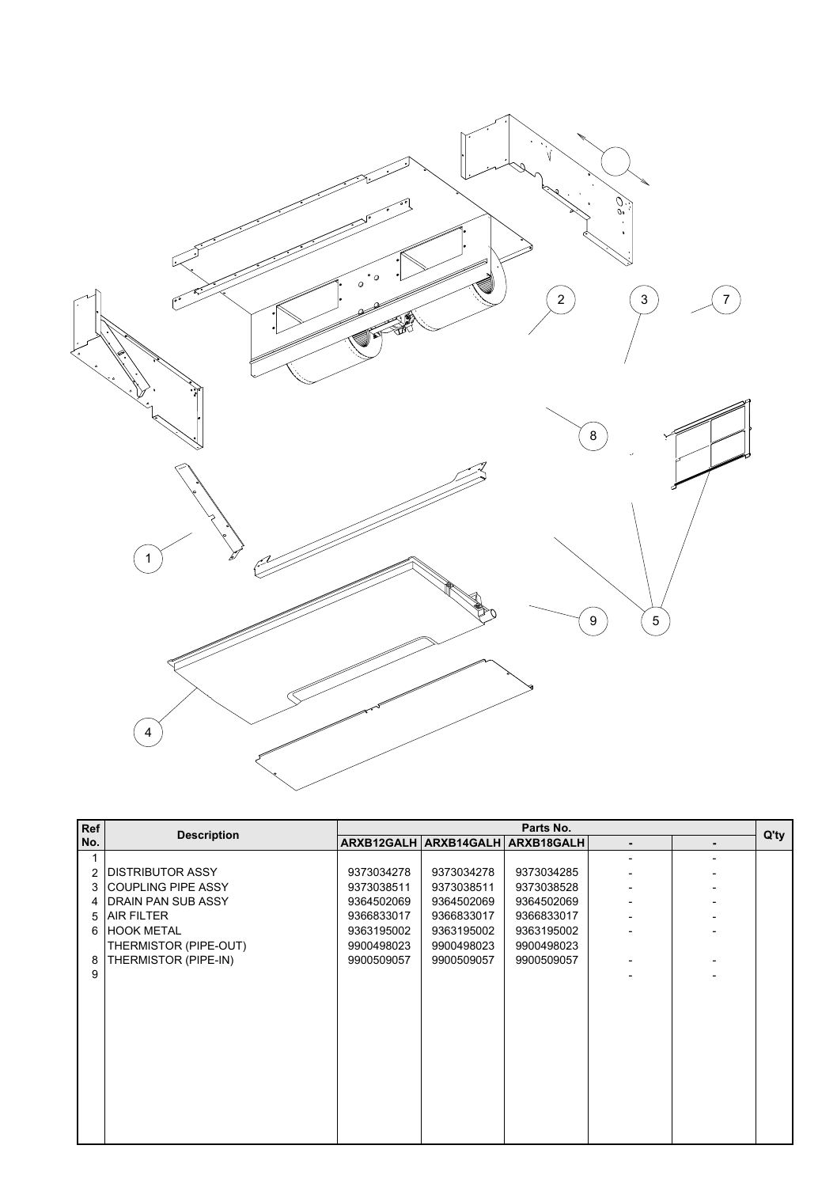| Ref No. | Description | Parts No. | | | | | Q'ty |
|---|---|---|---|---|---|---|---|
| | | ARXB12GALH | ARXB14GALH | ARXB18GALH | - | - | |
| 1 | | | | | - | - | |
| 2 | DISTRIBUTOR ASSY | 9373034278 | 9373034278 | 9373034285 | - | - | |
| 3 | COUPLING PIPE ASSY | 9373038511 | 9373038511 | 9373038528 | - | - | |
| 4 | DRAIN PAN SUB ASSY | 9364502069 | 9364502069 | 9364502069 | - | - | |
| 5 | AIR FILTER | 9366833017 | 9366833017 | 9366833017 | - | - | |
| 6 | HOOK METAL | 9363195002 | 9363195002 | 9363195002 | - | - | |
| | THERMISTOR (PIPE-OUT) | 9900498023 | 9900498023 | 9900498023 | | | |
| 8 | THERMISTOR (PIPE-IN) | 9900509057 | 9900509057 | 9900509057 | - | - | |
| 9 | | | | | - | - | |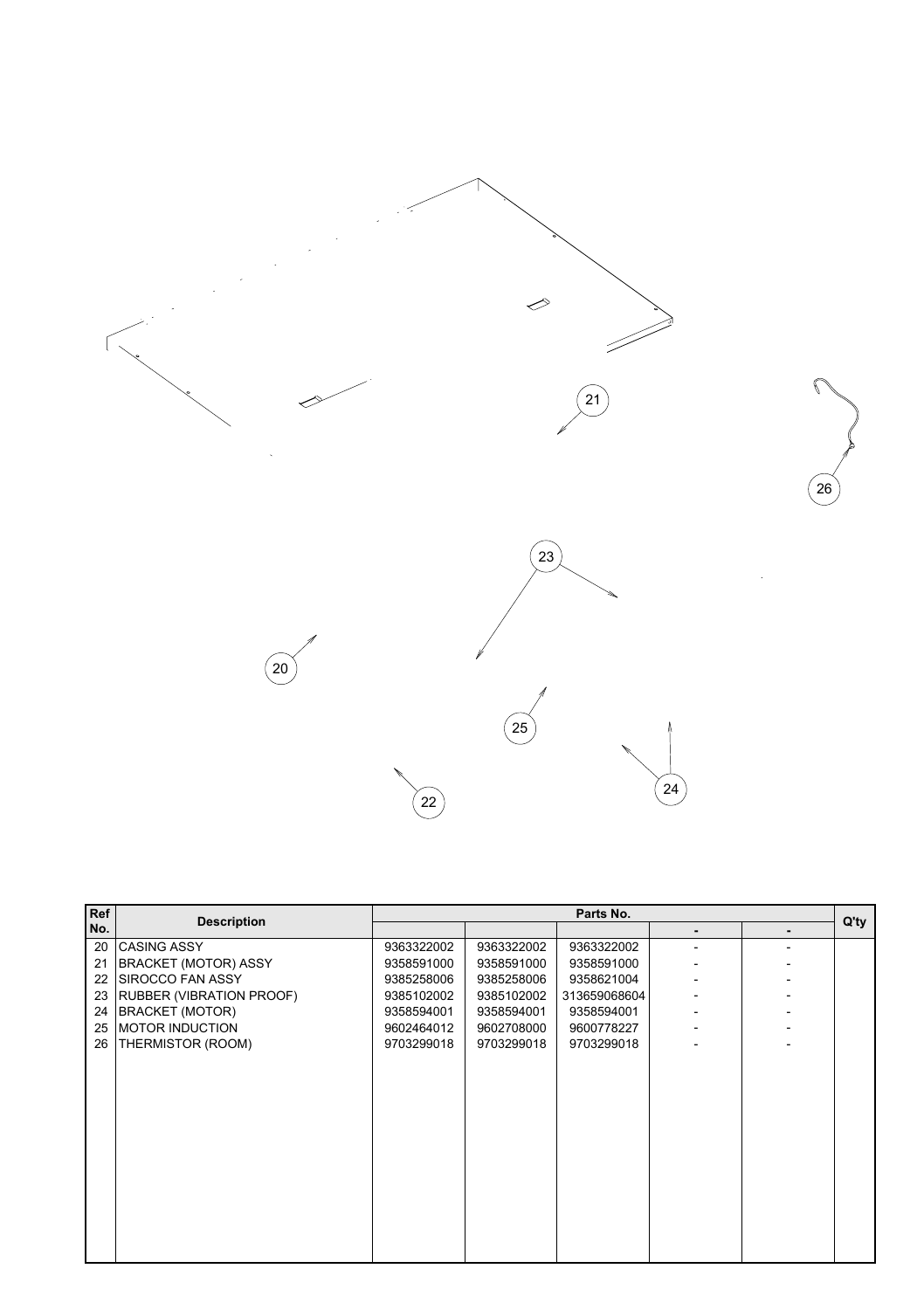| Ref No. | Description | Parts No. | | | | | Q'ty |
|---|---|---|---|---|---|---|---|
| | | | | | - | - | |
| 20 | CASING ASSY | 9363322002 | 9363322002 | 9363322002 | - | - | |
| 21 | BRACKET (MOTOR) ASSY | 9358591000 | 9358591000 | 9358591000 | - | - | |
| 22 | SIROCCO FAN ASSY | 9385258006 | 9385258006 | 9358621004 | - | - | |
| 23 | RUBBER (VIBRATION PROOF) | 9385102002 | 9385102002 | 313659068604 | - | - | |
| 24 | BRACKET (MOTOR) | 9358594001 | 9358594001 | 9358594001 | - | - | |
| 25 | MOTOR INDUCTION | 9602464012 | 9602708000 | 9600778227 | - | - | |
| 26 | THERMISTOR (ROOM) | 9703299018 | 9703299018 | 9703299018 | - | - | |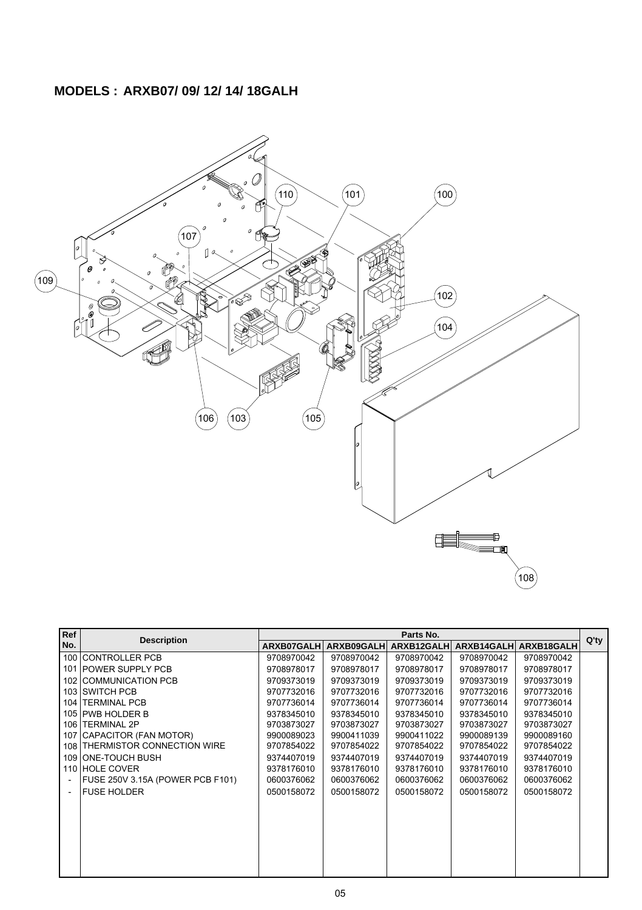**MODELS : ARXB07/ 09/ 12/ 14/ 18GALH**

110
101
100
107
109
102
104
106
103
105
108

| Ref No. | Description | Parts No. | | | | | Q'ty |
|---|---|---|---|---|---|---|---|
| | | ARXB07GALH | ARXB09GALH | ARXB12GALH | ARXB14GALH | ARXB18GALH | |
| 100 | CONTROLLER PCB | 9708970042 | 9708970042 | 9708970042 | 9708970042 | 9708970042 | |
| 101 | POWER SUPPLY PCB | 9708978017 | 9708978017 | 9708978017 | 9708978017 | 9708978017 | |
| 102 | COMMUNICATION PCB | 9709373019 | 9709373019 | 9709373019 | 9709373019 | 9709373019 | |
| 103 | SWITCH PCB | 9707732016 | 9707732016 | 9707732016 | 9707732016 | 9707732016 | |
| 104 | TERMINAL PCB | 9707736014 | 9707736014 | 9707736014 | 9707736014 | 9707736014 | |
| 105 | PWB HOLDER B | 9378345010 | 9378345010 | 9378345010 | 9378345010 | 9378345010 | |
| 106 | TERMINAL 2P | 9703873027 | 9703873027 | 9703873027 | 9703873027 | 9703873027 | |
| 107 | CAPACITOR (FAN MOTOR) | 9900089023 | 9900411039 | 9900411022 | 9900089139 | 9900089160 | |
| 108 | THERMISTOR CONNECTION WIRE | 9707854022 | 9707854022 | 9707854022 | 9707854022 | 9707854022 | |
| 109 | ONE-TOUCH BUSH | 9374407019 | 9374407019 | 9374407019 | 9374407019 | 9374407019 | |
| 110 | HOLE COVER | 9378176010 | 9378176010 | 9378176010 | 9378176010 | 9378176010 | |
| - | FUSE 250V 3.15A (POWER PCB F101) | 0600376062 | 0600376062 | 0600376062 | 0600376062 | 0600376062 | |
| - | FUSE HOLDER | 0500158072 | 0500158072 | 0500158072 | 0500158072 | 0500158072 | |